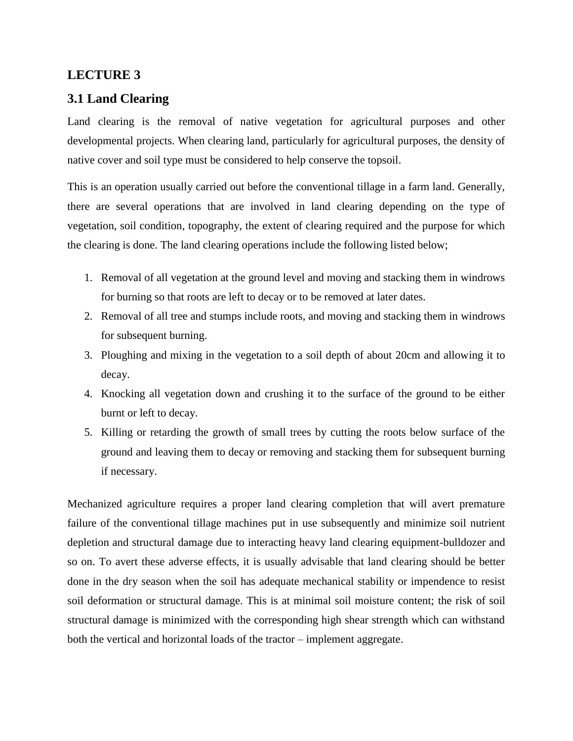## LECTURE 3

## 3.1 Land Clearing

Land clearing is the removal of native vegetation for agricultural purposes and other developmental projects. When clearing land, particularly for agricultural purposes, the density of native cover and soil type must be considered to help conserve the topsoil.

This is an operation usually carried out before the conventional tillage in a farm land. Generally, there are several operations that are involved in land clearing depending on the type of vegetation, soil condition, topography, the extent of clearing required and the purpose for which the clearing is done. The land clearing operations include the following listed below;

1. Removal of all vegetation at the ground level and moving and stacking them in windrows for burning so that roots are left to decay or to be removed at later dates.
2. Removal of all tree and stumps include roots, and moving and stacking them in windrows for subsequent burning.
3. Ploughing and mixing in the vegetation to a soil depth of about 20cm and allowing it to decay.
4. Knocking all vegetation down and crushing it to the surface of the ground to be either burnt or left to decay.
5. Killing or retarding the growth of small trees by cutting the roots below surface of the ground and leaving them to decay or removing and stacking them for subsequent burning if necessary.

Mechanized agriculture requires a proper land clearing completion that will avert premature failure of the conventional tillage machines put in use subsequently and minimize soil nutrient depletion and structural damage due to interacting heavy land clearing equipment-bulldozer and so on. To avert these adverse effects, it is usually advisable that land clearing should be better done in the dry season when the soil has adequate mechanical stability or impendence to resist soil deformation or structural damage. This is at minimal soil moisture content; the risk of soil structural damage is minimized with the corresponding high shear strength which can withstand both the vertical and horizontal loads of the tractor – implement aggregate.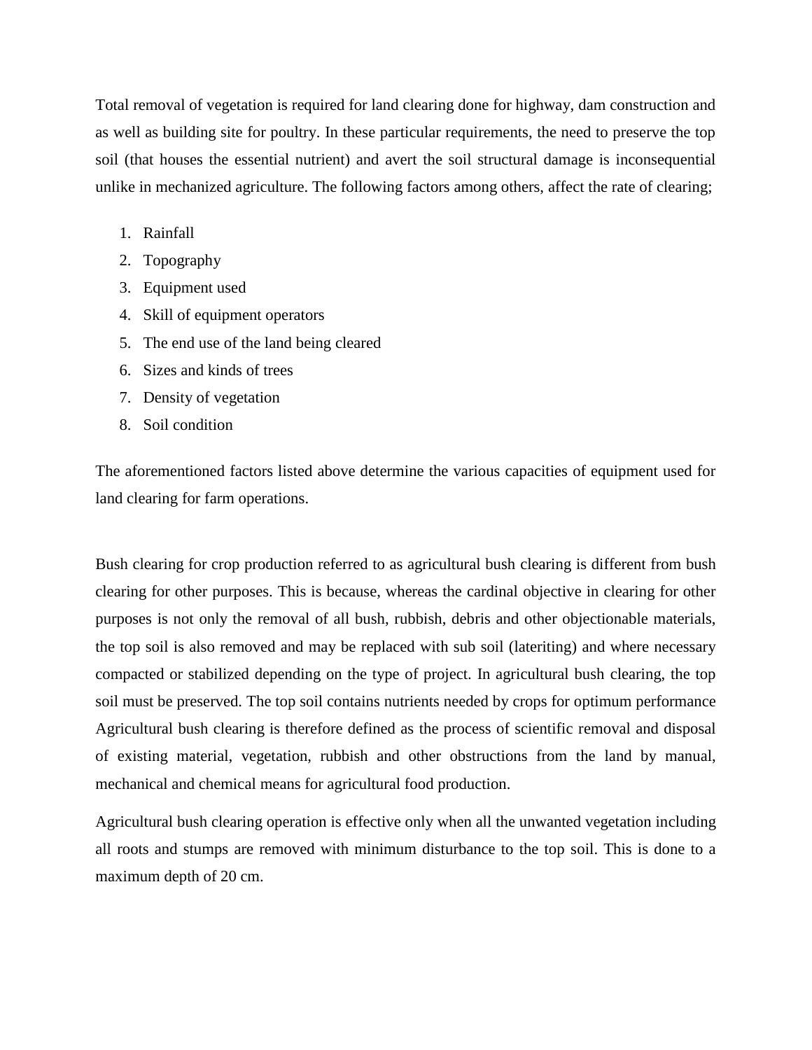Total removal of vegetation is required for land clearing done for highway, dam construction and as well as building site for poultry. In these particular requirements, the need to preserve the top soil (that houses the essential nutrient) and avert the soil structural damage is inconsequential unlike in mechanized agriculture. The following factors among others, affect the rate of clearing;

1. Rainfall
2. Topography
3. Equipment used
4. Skill of equipment operators
5. The end use of the land being cleared
6. Sizes and kinds of trees
7. Density of vegetation
8. Soil condition

The aforementioned factors listed above determine the various capacities of equipment used for land clearing for farm operations.

Bush clearing for crop production referred to as agricultural bush clearing is different from bush clearing for other purposes. This is because, whereas the cardinal objective in clearing for other purposes is not only the removal of all bush, rubbish, debris and other objectionable materials, the top soil is also removed and may be replaced with sub soil (lateriting) and where necessary compacted or stabilized depending on the type of project. In agricultural bush clearing, the top soil must be preserved. The top soil contains nutrients needed by crops for optimum performance Agricultural bush clearing is therefore defined as the process of scientific removal and disposal of existing material, vegetation, rubbish and other obstructions from the land by manual, mechanical and chemical means for agricultural food production.

Agricultural bush clearing operation is effective only when all the unwanted vegetation including all roots and stumps are removed with minimum disturbance to the top soil. This is done to a maximum depth of 20 cm.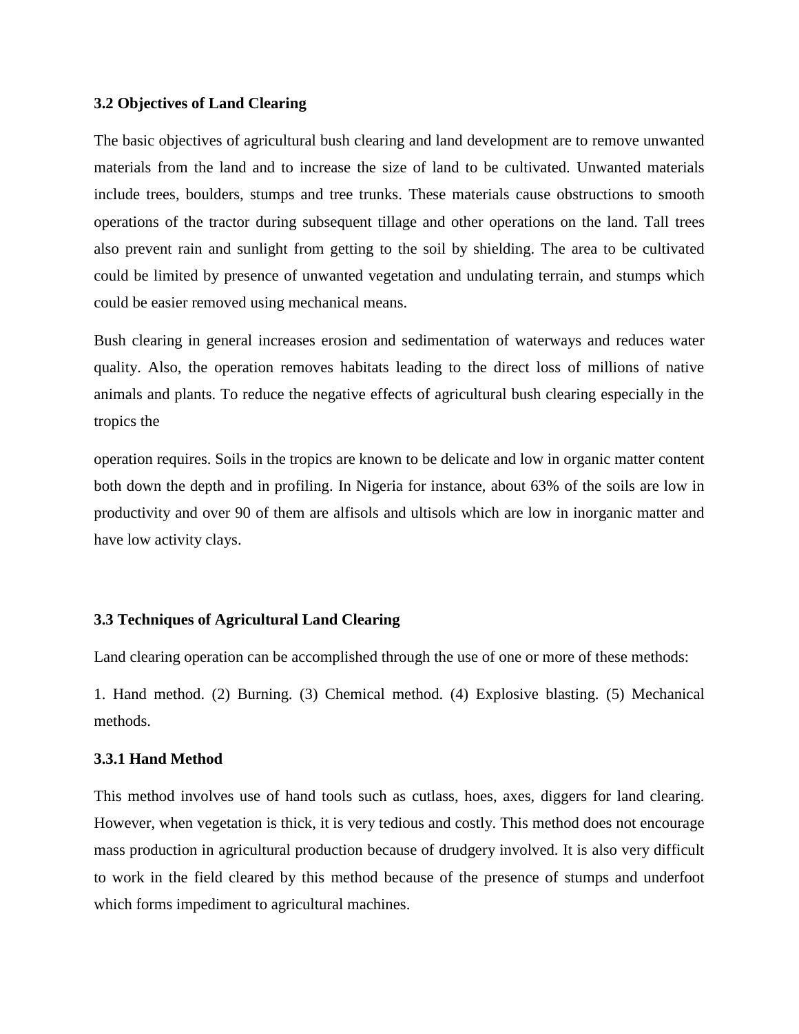### 3.2 Objectives of Land Clearing

The basic objectives of agricultural bush clearing and land development are to remove unwanted materials from the land and to increase the size of land to be cultivated. Unwanted materials include trees, boulders, stumps and tree trunks. These materials cause obstructions to smooth operations of the tractor during subsequent tillage and other operations on the land. Tall trees also prevent rain and sunlight from getting to the soil by shielding. The area to be cultivated could be limited by presence of unwanted vegetation and undulating terrain, and stumps which could be easier removed using mechanical means.

Bush clearing in general increases erosion and sedimentation of waterways and reduces water quality. Also, the operation removes habitats leading to the direct loss of millions of native animals and plants. To reduce the negative effects of agricultural bush clearing especially in the tropics the

operation requires. Soils in the tropics are known to be delicate and low in organic matter content both down the depth and in profiling. In Nigeria for instance, about 63% of the soils are low in productivity and over 90 of them are alfisols and ultisols which are low in inorganic matter and have low activity clays.

### 3.3 Techniques of Agricultural Land Clearing

Land clearing operation can be accomplished through the use of one or more of these methods:

1. Hand method. (2) Burning. (3) Chemical method. (4) Explosive blasting. (5) Mechanical methods.

#### 3.3.1 Hand Method

This method involves use of hand tools such as cutlass, hoes, axes, diggers for land clearing. However, when vegetation is thick, it is very tedious and costly. This method does not encourage mass production in agricultural production because of drudgery involved. It is also very difficult to work in the field cleared by this method because of the presence of stumps and underfoot which forms impediment to agricultural machines.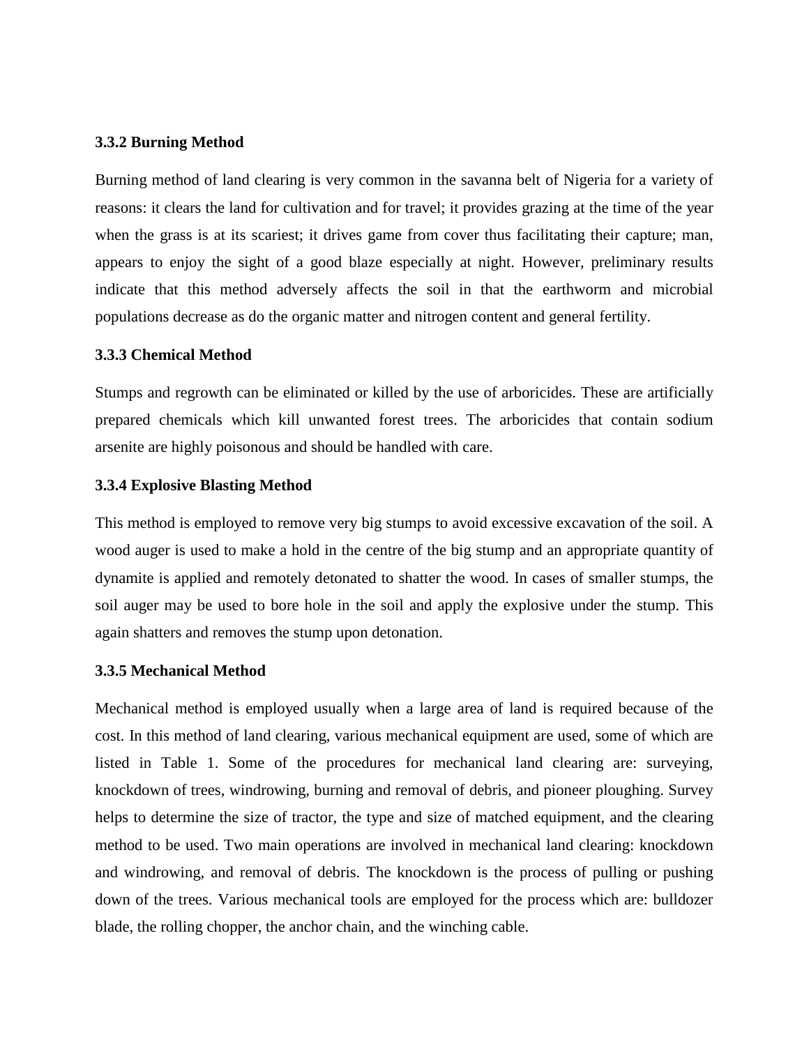### 3.3.2 Burning Method

Burning method of land clearing is very common in the savanna belt of Nigeria for a variety of reasons: it clears the land for cultivation and for travel; it provides grazing at the time of the year when the grass is at its scariest; it drives game from cover thus facilitating their capture; man, appears to enjoy the sight of a good blaze especially at night. However, preliminary results indicate that this method adversely affects the soil in that the earthworm and microbial populations decrease as do the organic matter and nitrogen content and general fertility.

### 3.3.3 Chemical Method

Stumps and regrowth can be eliminated or killed by the use of arboricides. These are artificially prepared chemicals which kill unwanted forest trees. The arboricides that contain sodium arsenite are highly poisonous and should be handled with care.

### 3.3.4 Explosive Blasting Method

This method is employed to remove very big stumps to avoid excessive excavation of the soil. A wood auger is used to make a hold in the centre of the big stump and an appropriate quantity of dynamite is applied and remotely detonated to shatter the wood. In cases of smaller stumps, the soil auger may be used to bore hole in the soil and apply the explosive under the stump. This again shatters and removes the stump upon detonation.

### 3.3.5 Mechanical Method

Mechanical method is employed usually when a large area of land is required because of the cost. In this method of land clearing, various mechanical equipment are used, some of which are listed in Table 1. Some of the procedures for mechanical land clearing are: surveying, knockdown of trees, windrowing, burning and removal of debris, and pioneer ploughing. Survey helps to determine the size of tractor, the type and size of matched equipment, and the clearing method to be used. Two main operations are involved in mechanical land clearing: knockdown and windrowing, and removal of debris. The knockdown is the process of pulling or pushing down of the trees. Various mechanical tools are employed for the process which are: bulldozer blade, the rolling chopper, the anchor chain, and the winching cable.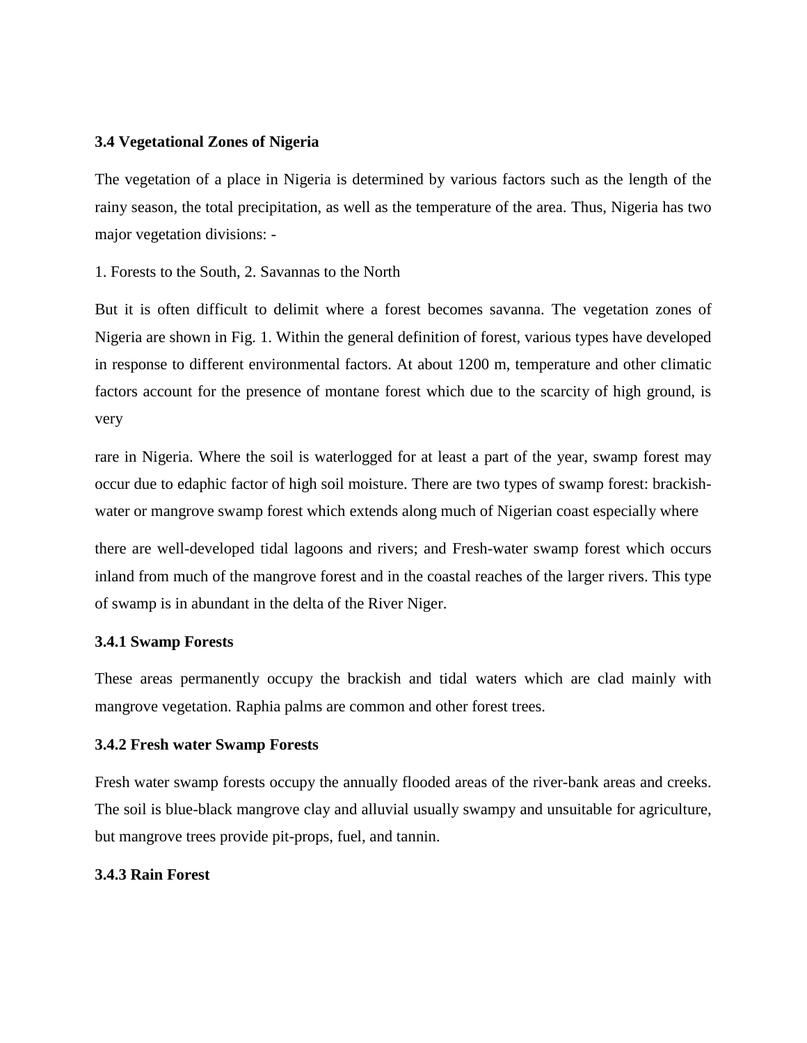### 3.4 Vegetational Zones of Nigeria

The vegetation of a place in Nigeria is determined by various factors such as the length of the rainy season, the total precipitation, as well as the temperature of the area. Thus, Nigeria has two major vegetation divisions: -

1. Forests to the South, 2. Savannas to the North

But it is often difficult to delimit where a forest becomes savanna. The vegetation zones of Nigeria are shown in Fig. 1. Within the general definition of forest, various types have developed in response to different environmental factors. At about 1200 m, temperature and other climatic factors account for the presence of montane forest which due to the scarcity of high ground, is very

rare in Nigeria. Where the soil is waterlogged for at least a part of the year, swamp forest may occur due to edaphic factor of high soil moisture. There are two types of swamp forest: brackish-water or mangrove swamp forest which extends along much of Nigerian coast especially where

there are well-developed tidal lagoons and rivers; and Fresh-water swamp forest which occurs inland from much of the mangrove forest and in the coastal reaches of the larger rivers. This type of swamp is in abundant in the delta of the River Niger.

#### 3.4.1 Swamp Forests

These areas permanently occupy the brackish and tidal waters which are clad mainly with mangrove vegetation. Raphia palms are common and other forest trees.

#### 3.4.2 Fresh water Swamp Forests

Fresh water swamp forests occupy the annually flooded areas of the river-bank areas and creeks. The soil is blue-black mangrove clay and alluvial usually swampy and unsuitable for agriculture, but mangrove trees provide pit-props, fuel, and tannin.

#### 3.4.3 Rain Forest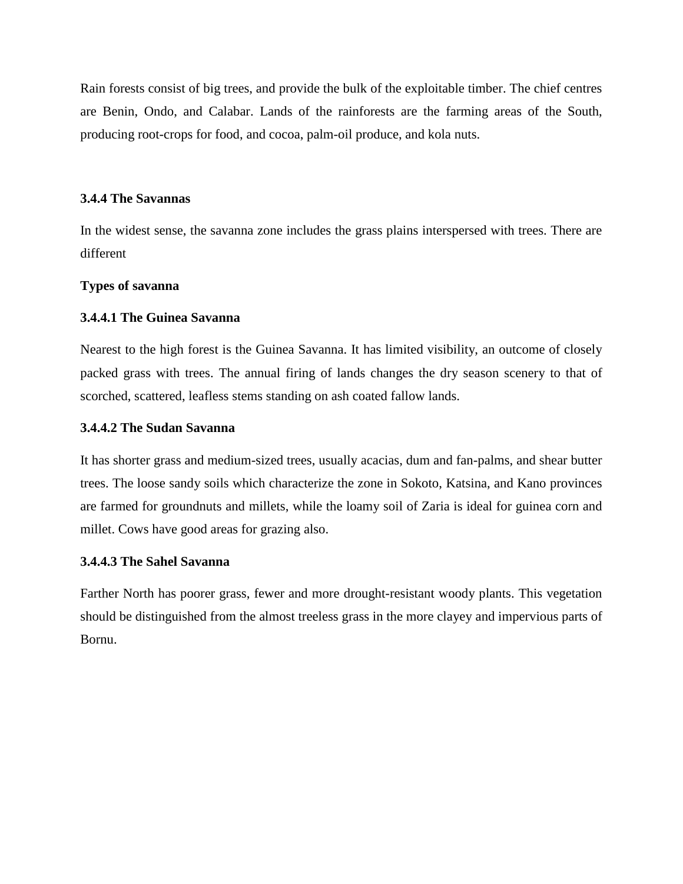Rain forests consist of big trees, and provide the bulk of the exploitable timber. The chief centres are Benin, Ondo, and Calabar. Lands of the rainforests are the farming areas of the South, producing root-crops for food, and cocoa, palm-oil produce, and kola nuts.

### 3.4.4 The Savannas

In the widest sense, the savanna zone includes the grass plains interspersed with trees. There are different

**Types of savanna**

#### 3.4.4.1 The Guinea Savanna

Nearest to the high forest is the Guinea Savanna. It has limited visibility, an outcome of closely packed grass with trees. The annual firing of lands changes the dry season scenery to that of scorched, scattered, leafless stems standing on ash coated fallow lands.

#### 3.4.4.2 The Sudan Savanna

It has shorter grass and medium-sized trees, usually acacias, dum and fan-palms, and shear butter trees. The loose sandy soils which characterize the zone in Sokoto, Katsina, and Kano provinces are farmed for groundnuts and millets, while the loamy soil of Zaria is ideal for guinea corn and millet. Cows have good areas for grazing also.

#### 3.4.4.3 The Sahel Savanna

Farther North has poorer grass, fewer and more drought-resistant woody plants. This vegetation should be distinguished from the almost treeless grass in the more clayey and impervious parts of Bornu.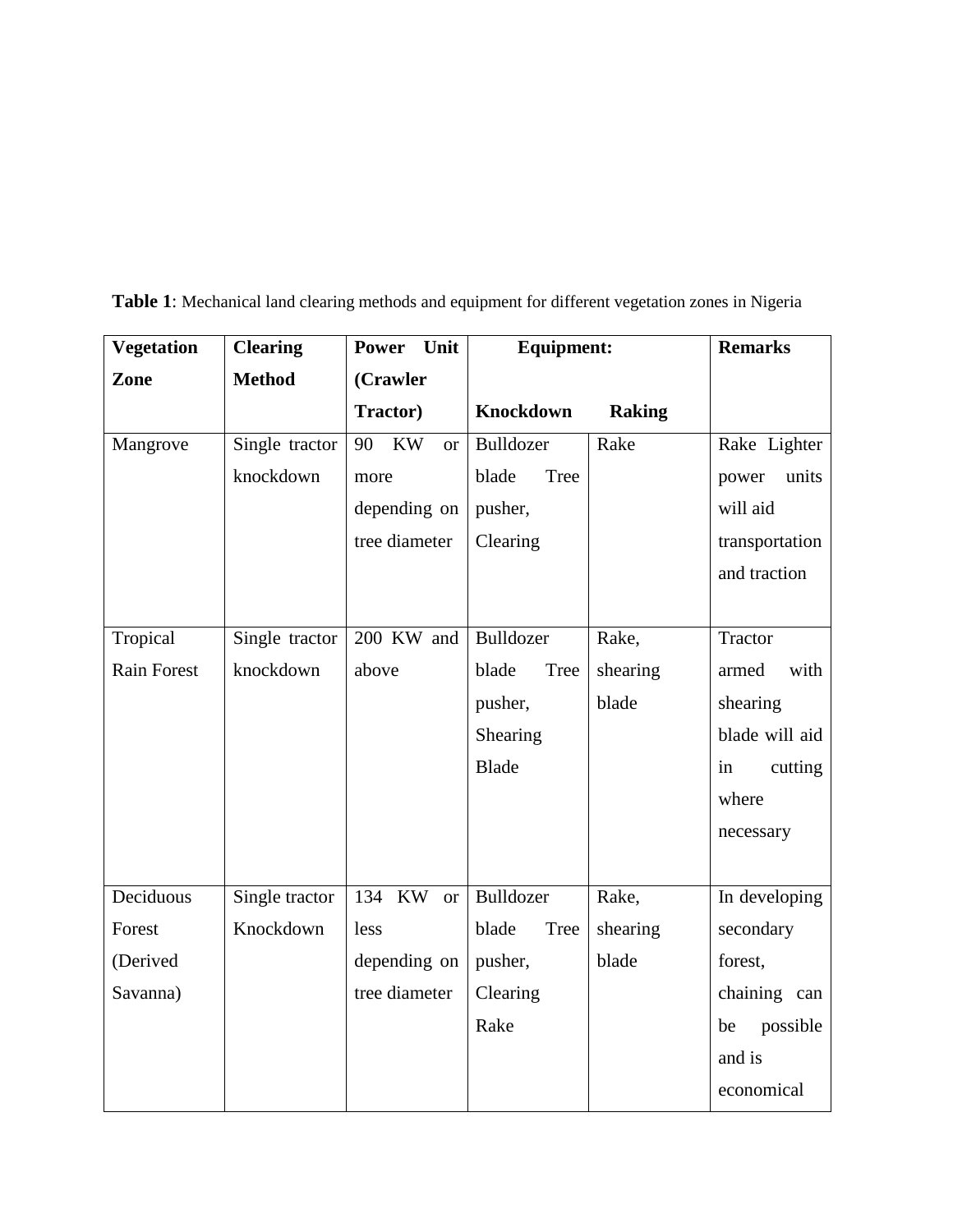**Table 1**: Mechanical land clearing methods and equipment for different vegetation zones in Nigeria

| Vegetation Zone | Clearing Method | Power Unit (Crawler Tractor) | Equipment: Knockdown | Raking | Remarks |
|---|---|---|---|---|---|
| Mangrove | Single tractor knockdown | 90 KW or more depending on tree diameter | Bulldozer blade Tree pusher, Clearing | Rake | Rake Lighter power units will aid transportation and traction |
| Tropical Rain Forest | Single tractor knockdown | 200 KW and above | Bulldozer blade Tree pusher, Shearing Blade | Rake, shearing blade | Tractor armed with shearing blade will aid in cutting where necessary |
| Deciduous Forest (Derived Savanna) | Single tractor Knockdown | 134 KW or less depending on tree diameter | Bulldozer blade Tree pusher, Clearing Rake | Rake, shearing blade | In developing secondary forest, chaining can be possible and is economical |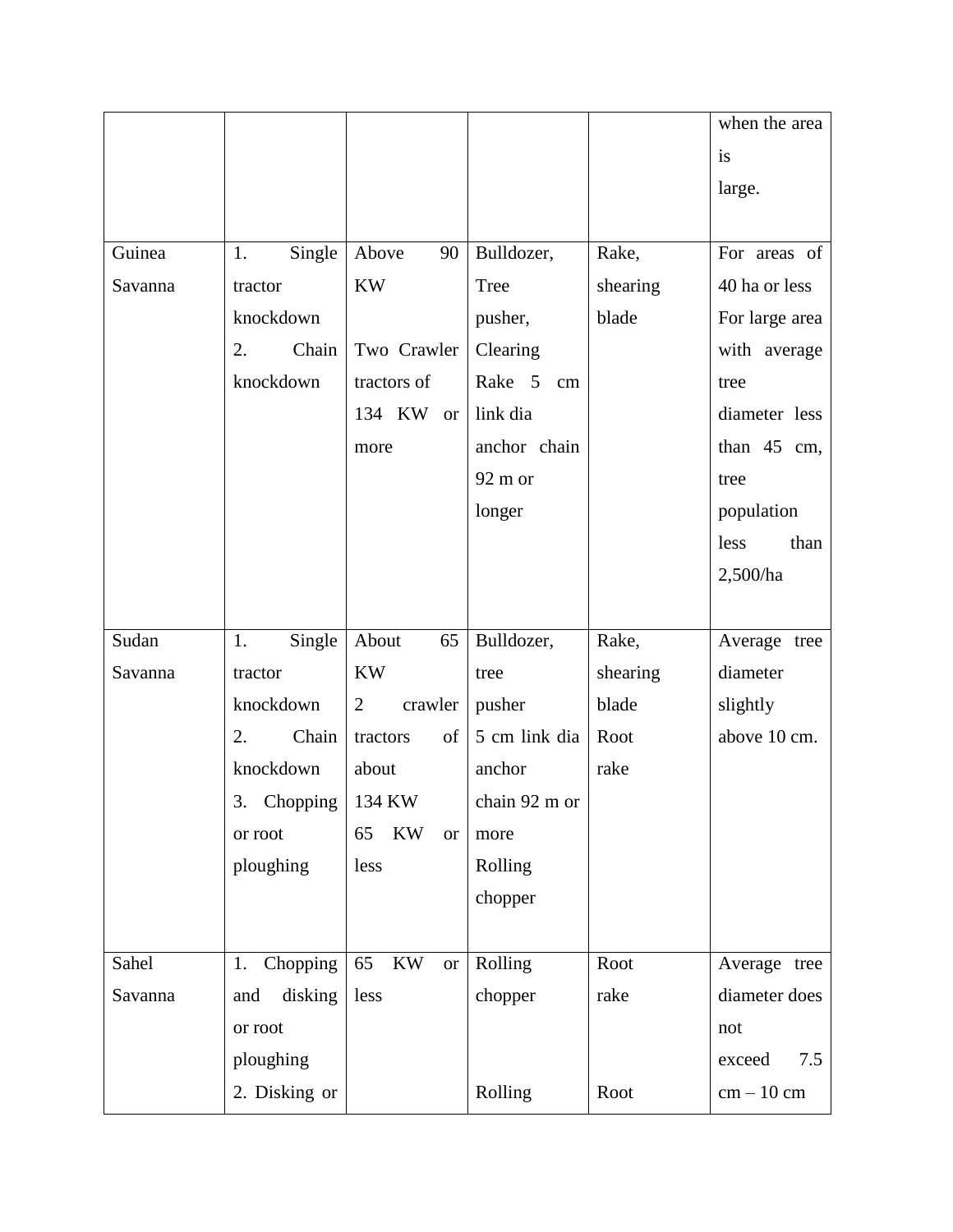| | | | | | when the area is large. |
|---|---|---|---|---|---|
| Guinea Savanna | 1. Single tractor knockdown<br>2. Chain knockdown | Above 90 KW<br><br>Two Crawler tractors of 134 KW or more | Bulldozer, Tree pusher, Clearing Rake 5 cm link dia anchor chain 92 m or longer | Rake, shearing blade | For areas of 40 ha or less For large area with average tree diameter less than 45 cm, tree population less than 2,500/ha |
| Sudan Savanna | 1. Single tractor knockdown<br>2. Chain knockdown<br>3. Chopping or root ploughing | About 65 KW<br>2 crawler tractors of about 134 KW<br>65 KW or less | Bulldozer, tree pusher<br>5 cm link dia anchor chain 92 m or more<br>Rolling chopper | Rake, shearing blade<br>Root rake | Average tree diameter slightly above 10 cm. |
| Sahel Savanna | 1. Chopping and disking or root ploughing<br>2. Disking or | 65 KW or less | Rolling chopper<br><br>Rolling | Root rake<br><br>Root | Average tree diameter does not exceed 7.5 cm – 10 cm |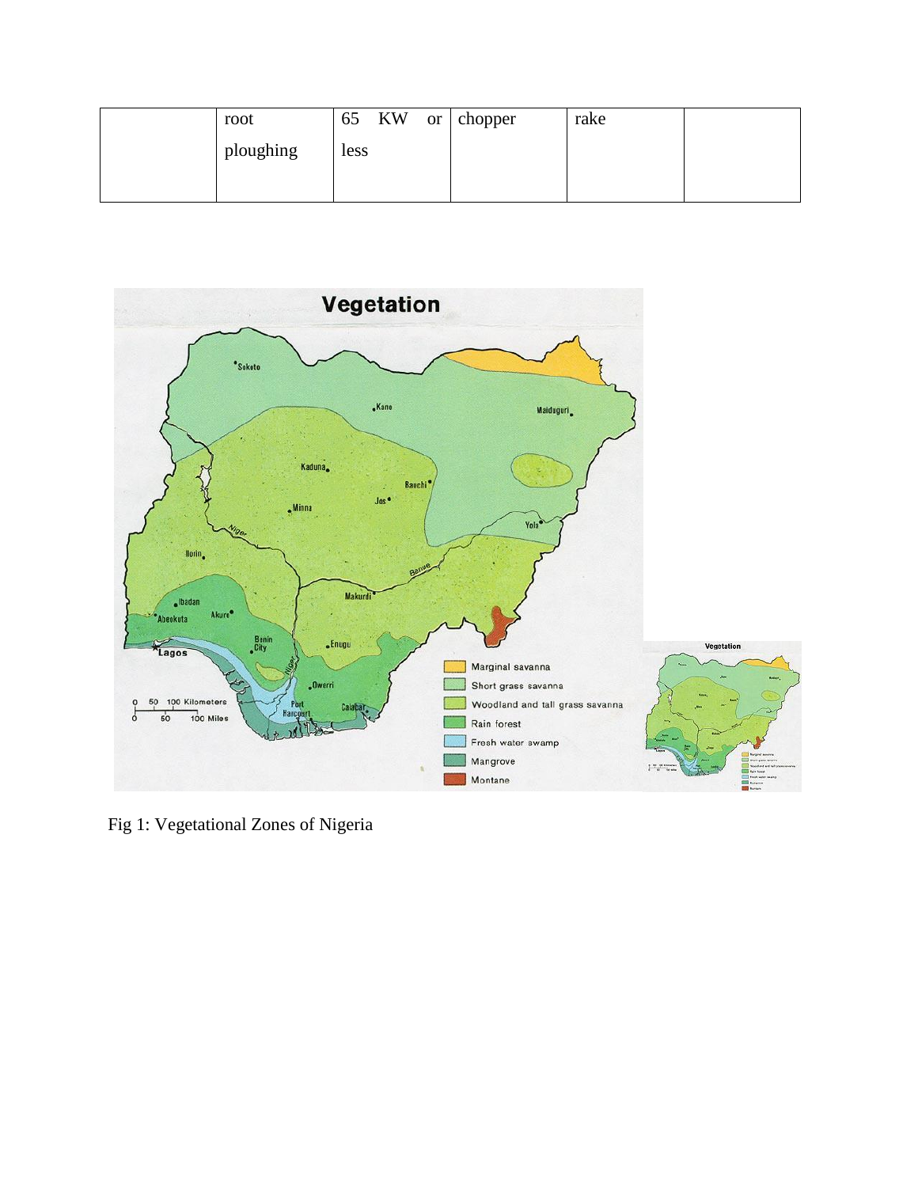| | | | | | |
|---|---|---|---|---|---|
| | root ploughing | 65 KW or less | chopper | rake | |

Vegetation

Sokoto
Kano
Maiduguri
Kaduna
Bauchi
Jos
Minna
Yola
Niger
Ilorin
Benue
Makurdi
Ibadan
Abeokuta
Akure
Benin City
Lagos
Enugu
Niger
Owerri
Port Harcourt
Calabar
0 50 100 Kilometers
0 50 100 Miles

Marginal savanna
Short grass savanna
Woodland and tall grass savanna
Rain forest
Fresh water awamp
Mangrove
Montane

Fig 1: Vegetational Zones of Nigeria